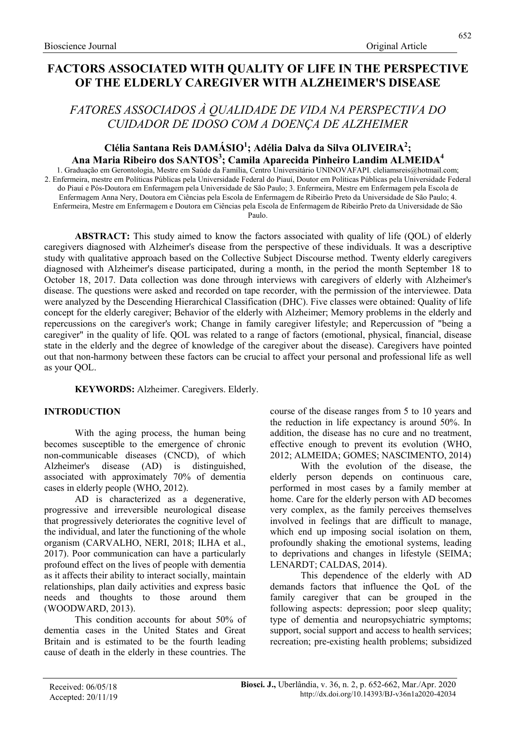# FACTORS ASSOCIATED WITH QUALITY OF LIFE IN THE PERSPECTIVE OF THE ELDERLY CAREGIVER WITH ALZHEIMER'S DISEASE

## *FATORES ASSOCIADOS À QUALIDADE DE VIDA NA PERSPECTIVA DO CUIDADOR DE IDOSO COM A DOENÇA DE ALZHEIMER*

**Clélia Santana Reis DAMÁSIO[1]; Adélia Dalva da Silva OLIVEIRA[2]; Ana Maria Ribeiro dos SANTOS[3]; Camila Aparecida Pinheiro Landim ALMEIDA[4]**

1. Graduação em Gerontologia, Mestre em Saúde da Família, Centro Universitário UNINOVAFAPI. cleliamsreis@hotmail.com; 2. Enfermeira, mestre em Políticas Públicas pela Universidade Federal do Piauí, Doutor em Políticas Públicas pela Universidade Federal do Piauí e Pós-Doutora em Enfermagem pela Universidade de São Paulo; 3. Enfermeira, Mestre em Enfermagem pela Escola de Enfermagem Anna Nery, Doutora em Ciências pela Escola de Enfermagem de Ribeirão Preto da Universidade de São Paulo; 4. Enfermeira, Mestre em Enfermagem e Doutora em Ciências pela Escola de Enfermagem de Ribeirão Preto da Universidade de São Paulo.

**ABSTRACT:** This study aimed to know the factors associated with quality of life (QOL) of elderly caregivers diagnosed with Alzheimer's disease from the perspective of these individuals. It was a descriptive study with qualitative approach based on the Collective Subject Discourse method. Twenty elderly caregivers diagnosed with Alzheimer's disease participated, during a month, in the period the month September 18 to October 18, 2017. Data collection was done through interviews with caregivers of elderly with Alzheimer's disease. The questions were asked and recorded on tape recorder, with the permission of the interviewee. Data were analyzed by the Descending Hierarchical Classification (DHC). Five classes were obtained: Quality of life concept for the elderly caregiver; Behavior of the elderly with Alzheimer; Memory problems in the elderly and repercussions on the caregiver's work; Change in family caregiver lifestyle; and Repercussion of "being a caregiver" in the quality of life. QOL was related to a range of factors (emotional, physical, financial, disease state in the elderly and the degree of knowledge of the caregiver about the disease). Caregivers have pointed out that non-harmony between these factors can be crucial to affect your personal and professional life as well as your QOL.

**KEYWORDS:** Alzheimer. Caregivers. Elderly.

## INTRODUCTION

With the aging process, the human being becomes susceptible to the emergence of chronic non-communicable diseases (CNCD), of which Alzheimer's disease (AD) is distinguished, associated with approximately 70% of dementia cases in elderly people (WHO, 2012).

AD is characterized as a degenerative, progressive and irreversible neurological disease that progressively deteriorates the cognitive level of the individual, and later the functioning of the whole organism (CARVALHO, NERI, 2018; ILHA et al., 2017). Poor communication can have a particularly profound effect on the lives of people with dementia as it affects their ability to interact socially, maintain relationships, plan daily activities and express basic needs and thoughts to those around them (WOODWARD, 2013).

This condition accounts for about 50% of dementia cases in the United States and Great Britain and is estimated to be the fourth leading cause of death in the elderly in these countries. The course of the disease ranges from 5 to 10 years and the reduction in life expectancy is around 50%. In addition, the disease has no cure and no treatment, effective enough to prevent its evolution (WHO, 2012; ALMEIDA; GOMES; NASCIMENTO, 2014)

With the evolution of the disease, the elderly person depends on continuous care, performed in most cases by a family member at home. Care for the elderly person with AD becomes very complex, as the family perceives themselves involved in feelings that are difficult to manage, which end up imposing social isolation on them, profoundly shaking the emotional systems, leading to deprivations and changes in lifestyle (SEIMA; LENARDT; CALDAS, 2014).

This dependence of the elderly with AD demands factors that influence the QoL of the family caregiver that can be grouped in the following aspects: depression; poor sleep quality; type of dementia and neuropsychiatric symptoms; support, social support and access to health services; recreation; pre-existing health problems; subsidized

Received: 06/05/18
Accepted: 20/11/19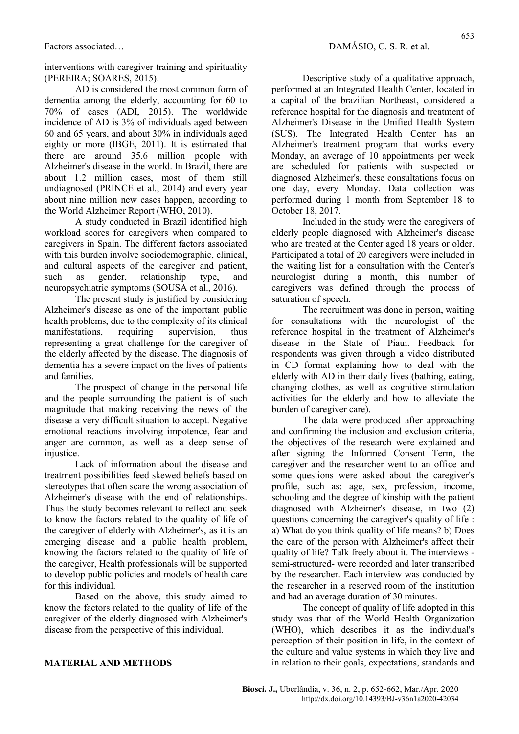interventions with caregiver training and spirituality (PEREIRA; SOARES, 2015).

AD is considered the most common form of dementia among the elderly, accounting for 60 to 70% of cases (ADI, 2015). The worldwide incidence of AD is 3% of individuals aged between 60 and 65 years, and about 30% in individuals aged eighty or more (IBGE, 2011). It is estimated that there are around 35.6 million people with Alzheimer's disease in the world. In Brazil, there are about 1.2 million cases, most of them still undiagnosed (PRINCE et al., 2014) and every year about nine million new cases happen, according to the World Alzheimer Report (WHO, 2010).

A study conducted in Brazil identified high workload scores for caregivers when compared to caregivers in Spain. The different factors associated with this burden involve sociodemographic, clinical, and cultural aspects of the caregiver and patient, such as gender, relationship type, and neuropsychiatric symptoms (SOUSA et al., 2016).

The present study is justified by considering Alzheimer's disease as one of the important public health problems, due to the complexity of its clinical manifestations, requiring supervision, thus representing a great challenge for the caregiver of the elderly affected by the disease. The diagnosis of dementia has a severe impact on the lives of patients and families.

The prospect of change in the personal life and the people surrounding the patient is of such magnitude that making receiving the news of the disease a very difficult situation to accept. Negative emotional reactions involving impotence, fear and anger are common, as well as a deep sense of injustice.

Lack of information about the disease and treatment possibilities feed skewed beliefs based on stereotypes that often scare the wrong association of Alzheimer's disease with the end of relationships. Thus the study becomes relevant to reflect and seek to know the factors related to the quality of life of the caregiver of elderly with Alzheimer's, as it is an emerging disease and a public health problem, knowing the factors related to the quality of life of the caregiver, Health professionals will be supported to develop public policies and models of health care for this individual.

Based on the above, this study aimed to know the factors related to the quality of life of the caregiver of the elderly diagnosed with Alzheimer's disease from the perspective of this individual.

## MATERIAL AND METHODS

Descriptive study of a qualitative approach, performed at an Integrated Health Center, located in a capital of the brazilian Northeast, considered a reference hospital for the diagnosis and treatment of Alzheimer's Disease in the Unified Health System (SUS). The Integrated Health Center has an Alzheimer's treatment program that works every Monday, an average of 10 appointments per week are scheduled for patients with suspected or diagnosed Alzheimer's, these consultations focus on one day, every Monday. Data collection was performed during 1 month from September 18 to October 18, 2017.

Included in the study were the caregivers of elderly people diagnosed with Alzheimer's disease who are treated at the Center aged 18 years or older. Participated a total of 20 caregivers were included in the waiting list for a consultation with the Center's neurologist during a month, this number of caregivers was defined through the process of saturation of speech.

The recruitment was done in person, waiting for consultations with the neurologist of the reference hospital in the treatment of Alzheimer's disease in the State of Piaui. Feedback for respondents was given through a video distributed in CD format explaining how to deal with the elderly with AD in their daily lives (bathing, eating, changing clothes, as well as cognitive stimulation activities for the elderly and how to alleviate the burden of caregiver care).

The data were produced after approaching and confirming the inclusion and exclusion criteria, the objectives of the research were explained and after signing the Informed Consent Term, the caregiver and the researcher went to an office and some questions were asked about the caregiver's profile, such as: age, sex, profession, income, schooling and the degree of kinship with the patient diagnosed with Alzheimer's disease, in two (2) questions concerning the caregiver's quality of life : a) What do you think quality of life means? b) Does the care of the person with Alzheimer's affect their quality of life? Talk freely about it. The interviews - semi-structured- were recorded and later transcribed by the researcher. Each interview was conducted by the researcher in a reserved room of the institution and had an average duration of 30 minutes.

The concept of quality of life adopted in this study was that of the World Health Organization (WHO), which describes it as the individual's perception of their position in life, in the context of the culture and value systems in which they live and in relation to their goals, expectations, standards and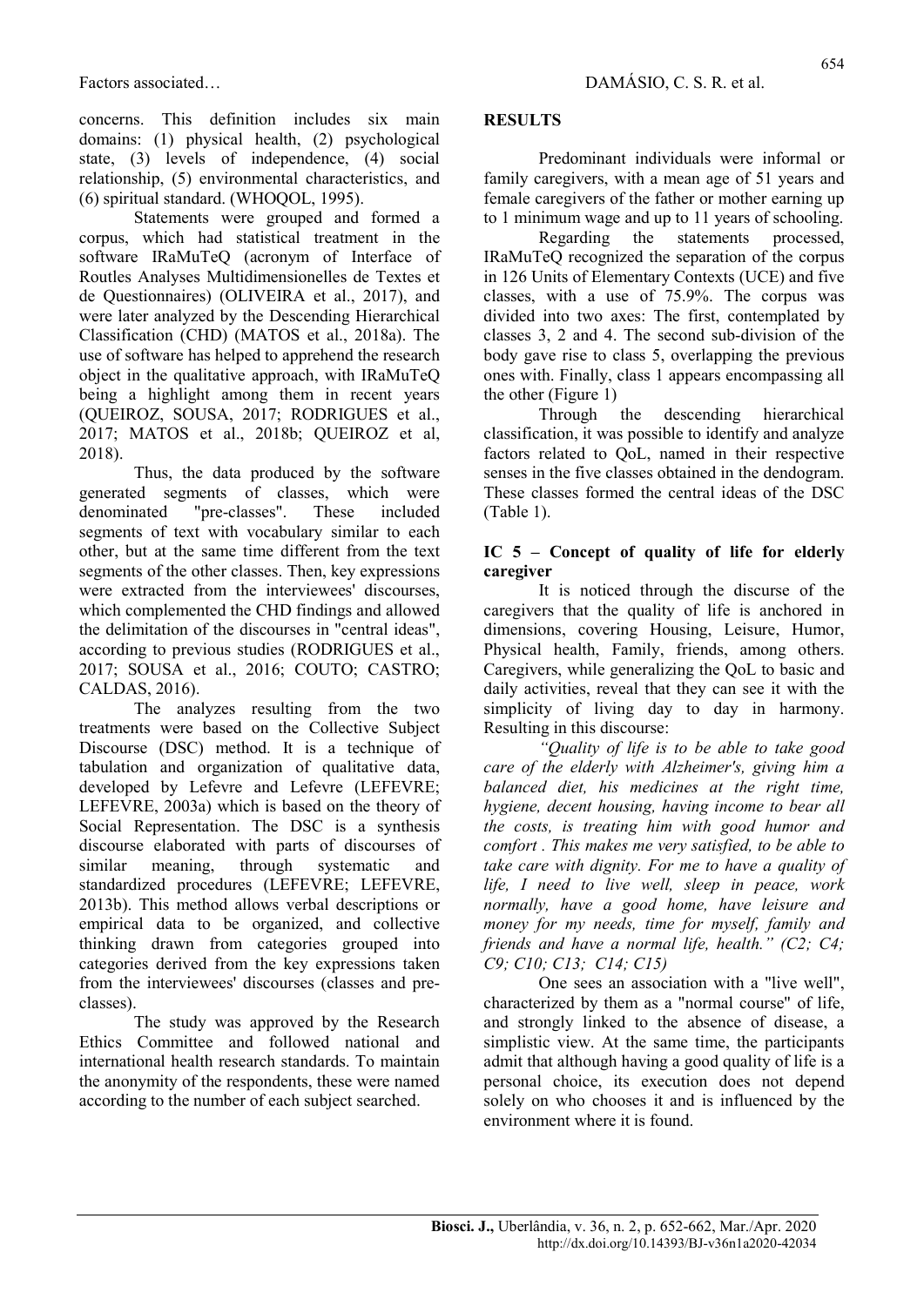concerns. This definition includes six main domains: (1) physical health, (2) psychological state, (3) levels of independence, (4) social relationship, (5) environmental characteristics, and (6) spiritual standard. (WHOQOL, 1995).

Statements were grouped and formed a corpus, which had statistical treatment in the software IRaMuTeQ (acronym of Interface of Routles Analyses Multidimensionelles de Textes et de Questionnaires) (OLIVEIRA et al., 2017), and were later analyzed by the Descending Hierarchical Classification (CHD) (MATOS et al., 2018a). The use of software has helped to apprehend the research object in the qualitative approach, with IRaMuTeQ being a highlight among them in recent years (QUEIROZ, SOUSA, 2017; RODRIGUES et al., 2017; MATOS et al., 2018b; QUEIROZ et al, 2018).

Thus, the data produced by the software generated segments of classes, which were denominated "pre-classes". These included segments of text with vocabulary similar to each other, but at the same time different from the text segments of the other classes. Then, key expressions were extracted from the interviewees' discourses, which complemented the CHD findings and allowed the delimitation of the discourses in "central ideas", according to previous studies (RODRIGUES et al., 2017; SOUSA et al., 2016; COUTO; CASTRO; CALDAS, 2016).

The analyzes resulting from the two treatments were based on the Collective Subject Discourse (DSC) method. It is a technique of tabulation and organization of qualitative data, developed by Lefevre and Lefevre (LEFEVRE; LEFEVRE, 2003a) which is based on the theory of Social Representation. The DSC is a synthesis discourse elaborated with parts of discourses of similar meaning, through systematic and standardized procedures (LEFEVRE; LEFEVRE, 2013b). This method allows verbal descriptions or empirical data to be organized, and collective thinking drawn from categories grouped into categories derived from the key expressions taken from the interviewees' discourses (classes and pre-classes).

The study was approved by the Research Ethics Committee and followed national and international health research standards. To maintain the anonymity of the respondents, these were named according to the number of each subject searched.

## RESULTS

Predominant individuals were informal or family caregivers, with a mean age of 51 years and female caregivers of the father or mother earning up to 1 minimum wage and up to 11 years of schooling.

Regarding the statements processed, IRaMuTeQ recognized the separation of the corpus in 126 Units of Elementary Contexts (UCE) and five classes, with a use of 75.9%. The corpus was divided into two axes: The first, contemplated by classes 3, 2 and 4. The second sub-division of the body gave rise to class 5, overlapping the previous ones with. Finally, class 1 appears encompassing all the other (Figure 1)

Through the descending hierarchical classification, it was possible to identify and analyze factors related to QoL, named in their respective senses in the five classes obtained in the dendogram. These classes formed the central ideas of the DSC (Table 1).

### IC 5 – Concept of quality of life for elderly caregiver

It is noticed through the discourse of the caregivers that the quality of life is anchored in dimensions, covering Housing, Leisure, Humor, Physical health, Family, friends, among others. Caregivers, while generalizing the QoL to basic and daily activities, reveal that they can see it with the simplicity of living day to day in harmony. Resulting in this discourse:

*"Quality of life is to be able to take good care of the elderly with Alzheimer's, giving him a balanced diet, his medicines at the right time, hygiene, decent housing, having income to bear all the costs, is treating him with good humor and comfort . This makes me very satisfied, to be able to take care with dignity. For me to have a quality of life, I need to live well, sleep in peace, work normally, have a good home, have leisure and money for my needs, time for myself, family and friends and have a normal life, health." (C2; C4; C9; C10; C13; C14; C15)*

One sees an association with a "live well", characterized by them as a "normal course" of life, and strongly linked to the absence of disease, a simplistic view. At the same time, the participants admit that although having a good quality of life is a personal choice, its execution does not depend solely on who chooses it and is influenced by the environment where it is found.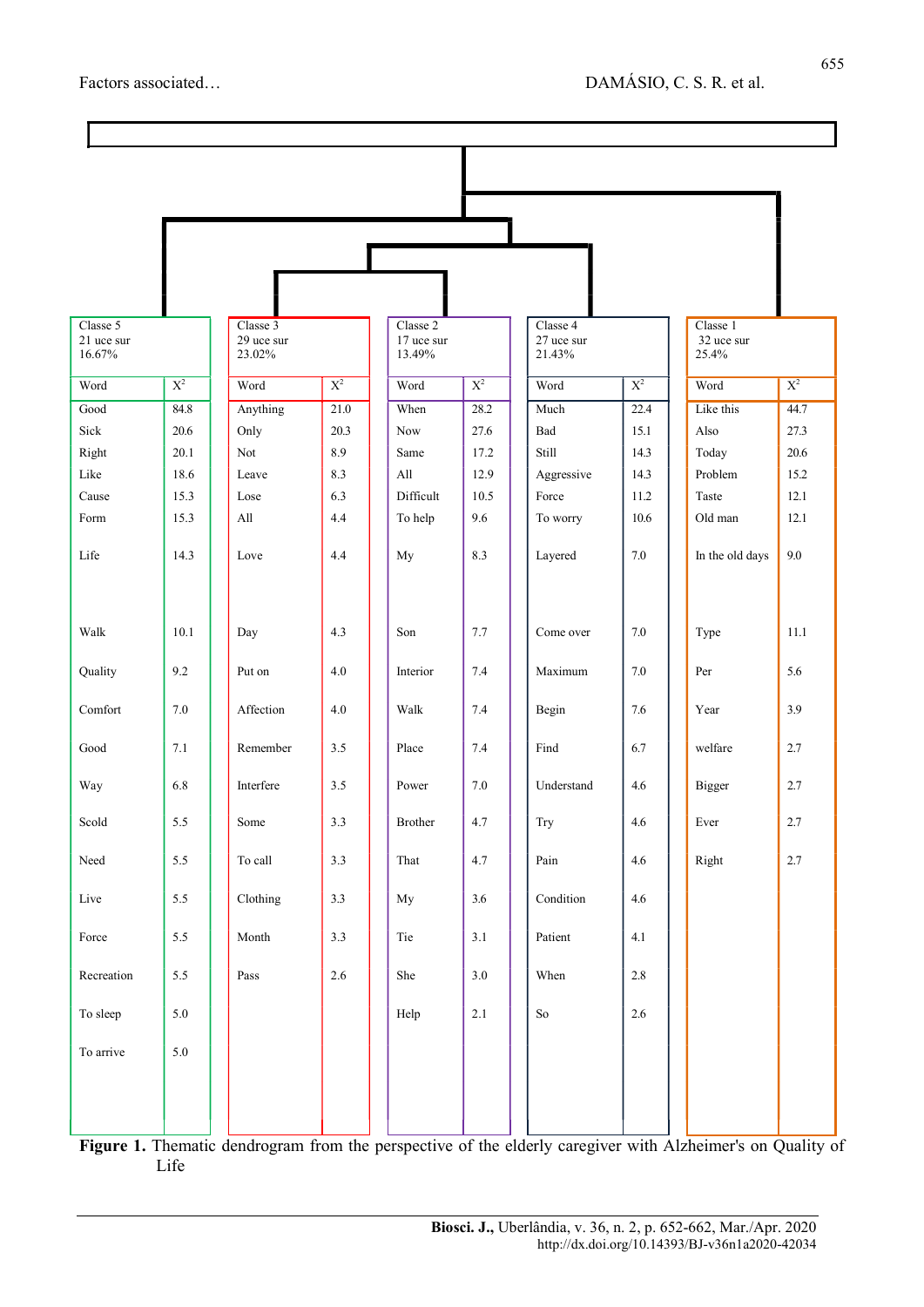Classe 5
21 uce sur
16.67%

| Word | $X^2$ |
|---|---|
| Good | 84.8 |
| Sick | 20.6 |
| Right | 20.1 |
| Like | 18.6 |
| Cause | 15.3 |
| Form | 15.3 |
| Life | 14.3 |
| Walk | 10.1 |
| Quality | 9.2 |
| Comfort | 7.0 |
| Good | 7.1 |
| Way | 6.8 |
| Scold | 5.5 |
| Need | 5.5 |
| Live | 5.5 |
| Force | 5.5 |
| Recreation | 5.5 |
| To sleep | 5.0 |
| To arrive | 5.0 |

Classe 3
29 uce sur
23.02%

| Word | $X^2$ |
|---|---|
| Anything | 21.0 |
| Only | 20.3 |
| Not | 8.9 |
| Leave | 8.3 |
| Lose | 6.3 |
| All | 4.4 |
| Love | 4.4 |
| Day | 4.3 |
| Put on | 4.0 |
| Affection | 4.0 |
| Remember | 3.5 |
| Interfere | 3.5 |
| Some | 3.3 |
| To call | 3.3 |
| Clothing | 3.3 |
| Month | 3.3 |
| Pass | 2.6 |

Classe 2
17 uce sur
13.49%

| Word | $X^2$ |
|---|---|
| When | 28.2 |
| Now | 27.6 |
| Same | 17.2 |
| All | 12.9 |
| Difficult | 10.5 |
| To help | 9.6 |
| My | 8.3 |
| Son | 7.7 |
| Interior | 7.4 |
| Walk | 7.4 |
| Place | 7.4 |
| Power | 7.0 |
| Brother | 4.7 |
| That | 4.7 |
| My | 3.6 |
| Tie | 3.1 |
| She | 3.0 |
| Help | 2.1 |

Classe 4
27 uce sur
21.43%

| Word | $X^2$ |
|---|---|
| Much | 22.4 |
| Bad | 15.1 |
| Still | 14.3 |
| Aggressive | 14.3 |
| Force | 11.2 |
| To worry | 10.6 |
| Layered | 7.0 |
| Come over | 7.0 |
| Maximum | 7.0 |
| Begin | 7.6 |
| Find | 6.7 |
| Understand | 4.6 |
| Try | 4.6 |
| Pain | 4.6 |
| Condition | 4.6 |
| Patient | 4.1 |
| When | 2.8 |
| So | 2.6 |

Classe 1
32 uce sur
25.4%

| Word | $X^2$ |
|---|---|
| Like this | 44.7 |
| Also | 27.3 |
| Today | 20.6 |
| Problem | 15.2 |
| Taste | 12.1 |
| Old man | 12.1 |
| In the old days | 9.0 |
| Type | 11.1 |
| Per | 5.6 |
| Year | 3.9 |
| welfare | 2.7 |
| Bigger | 2.7 |
| Ever | 2.7 |
| Right | 2.7 |

**Figure 1.** Thematic dendrogram from the perspective of the elderly caregiver with Alzheimer's on Quality of Life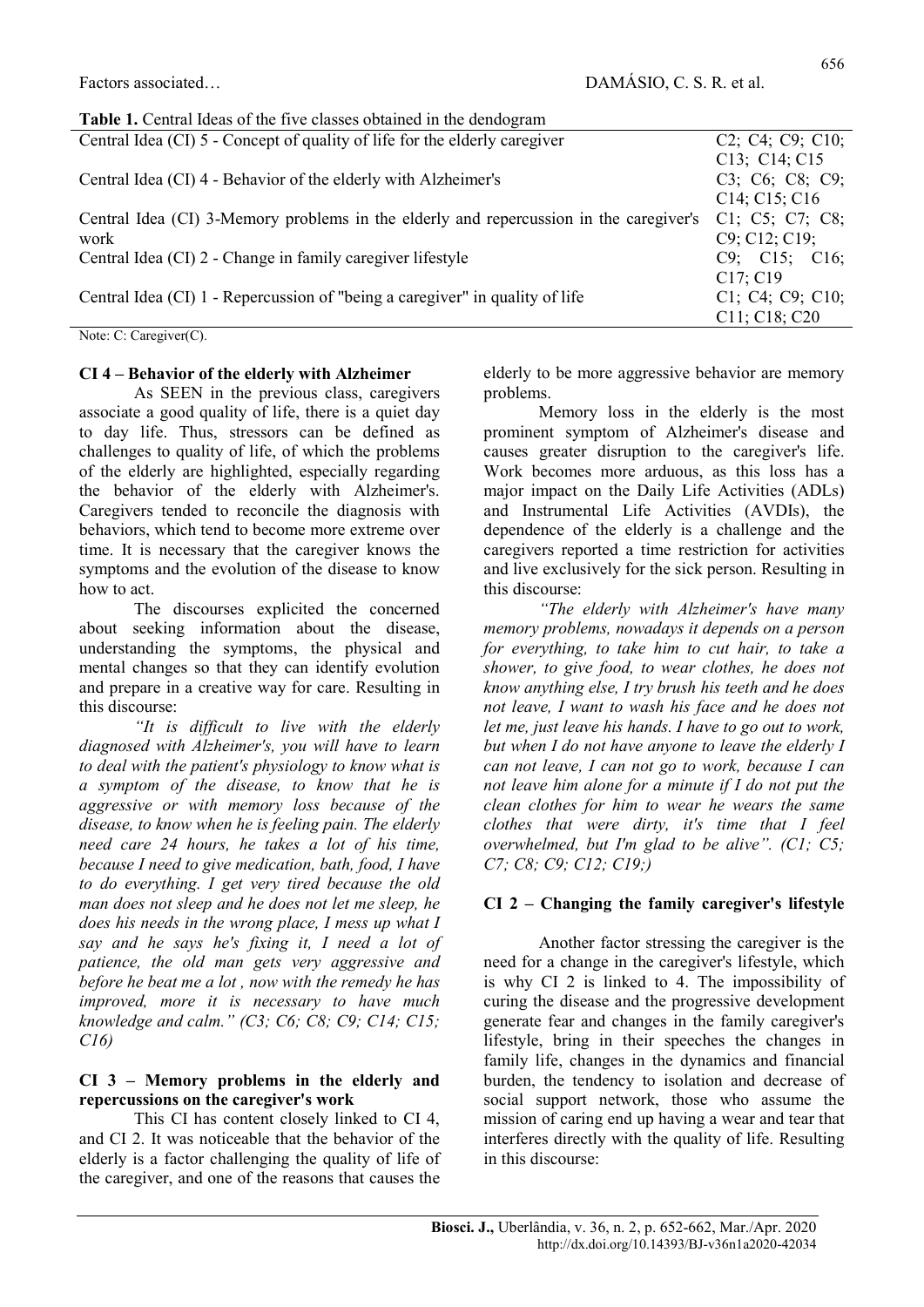**Table 1.** Central Ideas of the five classes obtained in the dendogram

| | |
|---|---|
| Central Idea (CI) 5 - Concept of quality of life for the elderly caregiver | C2; C4; C9; C10; C13; C14; C15 |
| Central Idea (CI) 4 - Behavior of the elderly with Alzheimer's | C3; C6; C8; C9; C14; C15; C16 |
| Central Idea (CI) 3-Memory problems in the elderly and repercussion in the caregiver's work | C1; C5; C7; C8; C9; C12; C19; |
| Central Idea (CI) 2 - Change in family caregiver lifestyle | C9; C15; C16; C17; C19 |
| Central Idea (CI) 1 - Repercussion of "being a caregiver" in quality of life | C1; C4; C9; C10; C11; C18; C20 |

Note: C: Caregiver(C).

**CI 4 – Behavior of the elderly with Alzheimer**

As SEEN in the previous class, caregivers associate a good quality of life, there is a quiet day to day life. Thus, stressors can be defined as challenges to quality of life, of which the problems of the elderly are highlighted, especially regarding the behavior of the elderly with Alzheimer's. Caregivers tended to reconcile the diagnosis with behaviors, which tend to become more extreme over time. It is necessary that the caregiver knows the symptoms and the evolution of the disease to know how to act.

The discourses explicited the concerned about seeking information about the disease, understanding the symptoms, the physical and mental changes so that they can identify evolution and prepare in a creative way for care. Resulting in this discourse:

*"It is difficult to live with the elderly diagnosed with Alzheimer's, you will have to learn to deal with the patient's physiology to know what is a symptom of the disease, to know that he is aggressive or with memory loss because of the disease, to know when he is feeling pain. The elderly need care 24 hours, he takes a lot of his time, because I need to give medication, bath, food, I have to do everything. I get very tired because the old man does not sleep and he does not let me sleep, he does his needs in the wrong place, I mess up what I say and he says he's fixing it, I need a lot of patience, the old man gets very aggressive and before he beat me a lot , now with the remedy he has improved, more it is necessary to have much knowledge and calm." (C3; C6; C8; C9; C14; C15; C16)*

**CI 3 – Memory problems in the elderly and repercussions on the caregiver's work**

This CI has content closely linked to CI 4, and CI 2. It was noticeable that the behavior of the elderly is a factor challenging the quality of life of the caregiver, and one of the reasons that causes the elderly to be more aggressive behavior are memory problems.

Memory loss in the elderly is the most prominent symptom of Alzheimer's disease and causes greater disruption to the caregiver's life. Work becomes more arduous, as this loss has a major impact on the Daily Life Activities (ADLs) and Instrumental Life Activities (AVDIs), the dependence of the elderly is a challenge and the caregivers reported a time restriction for activities and live exclusively for the sick person. Resulting in this discourse:

*"The elderly with Alzheimer's have many memory problems, nowadays it depends on a person for everything, to take him to cut hair, to take a shower, to give food, to wear clothes, he does not know anything else, I try brush his teeth and he does not leave, I want to wash his face and he does not let me, just leave his hands. I have to go out to work, but when I do not have anyone to leave the elderly I can not leave, I can not go to work, because I can not leave him alone for a minute if I do not put the clean clothes for him to wear he wears the same clothes that were dirty, it's time that I feel overwhelmed, but I'm glad to be alive". (C1; C5; C7; C8; C9; C12; C19;)*

**CI 2 – Changing the family caregiver's lifestyle**

Another factor stressing the caregiver is the need for a change in the caregiver's lifestyle, which is why CI 2 is linked to 4. The impossibility of curing the disease and the progressive development generate fear and changes in the family caregiver's lifestyle, bring in their speeches the changes in family life, changes in the dynamics and financial burden, the tendency to isolation and decrease of social support network, those who assume the mission of caring end up having a wear and tear that interferes directly with the quality of life. Resulting in this discourse: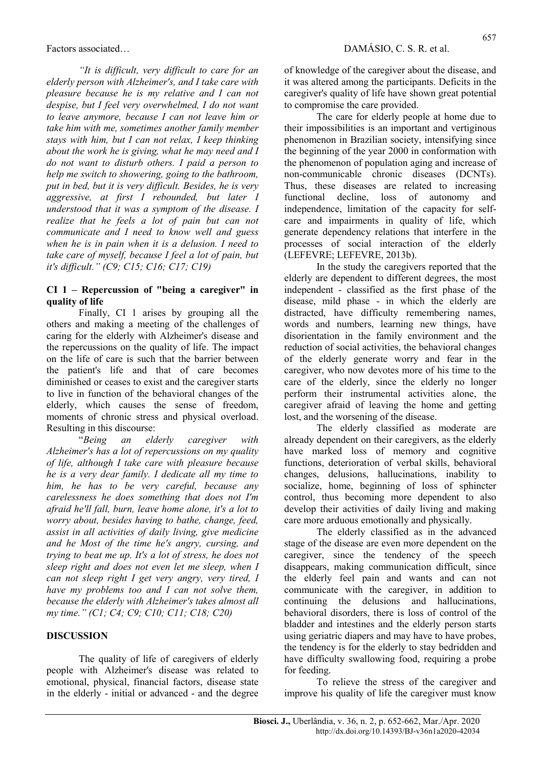*"It is difficult, very difficult to care for an elderly person with Alzheimer's, and I take care with pleasure because he is my relative and I can not despise, but I feel very overwhelmed, I do not want to leave him anymore, because I can not leave him or take him with me, sometimes another family member stays with him, but I can not relax, I keep thinking about the work he is giving, what he may need and I do not want to disturb others. I paid a person to help me switch to showering, going to the bathroom, put in bed, but it is very difficult. Besides, he is very aggressive, at first I rebounded, but later I understood that it was a symptom of the disease. I realize that he feels a lot of pain but can not communicate and I need to know well and guess when he is in pain when it is a delusion. I need to take care of myself, because I feel a lot of pain, but it's difficult." (C9; C15; C16; C17; C19)*

**CI 1 – Repercussion of "being a caregiver" in quality of life**

Finally, CI 1 arises by grouping all the others and making a meeting of the challenges of caring for the elderly with Alzheimer's disease and the repercussions on the quality of life. The impact on the life of care is such that the barrier between the patient's life and that of care becomes diminished or ceases to exist and the caregiver starts to live in function of the behavioral changes of the elderly, which causes the sense of freedom, moments of chronic stress and physical overload. Resulting in this discourse:

"*Being an elderly caregiver with Alzheimer's has a lot of repercussions on my quality of life, although I take care with pleasure because he is a very dear family. I dedicate all my time to him, he has to be very careful, because any carelessness he does something that does not I'm afraid he'll fall, burn, leave home alone, it's a lot to worry about, besides having to bathe, change, feed, assist in all activities of daily living, give medicine and he Most of the time he's angry, cursing, and trying to beat me up. It's a lot of stress, he does not sleep right and does not even let me sleep, when I can not sleep right I get very angry, very tired, I have my problems too and I can not solve them, because the elderly with Alzheimer's takes almost all my time." (C1; C4; C9; C10; C11; C18; C20)*

## DISCUSSION

The quality of life of caregivers of elderly people with Alzheimer's disease was related to emotional, physical, financial factors, disease state in the elderly - initial or advanced - and the degree of knowledge of the caregiver about the disease, and it was altered among the participants. Deficits in the caregiver's quality of life have shown great potential to compromise the care provided.

The care for elderly people at home due to their impossibilities is an important and vertiginous phenomenon in Brazilian society, intensifying since the beginning of the year 2000 in conformation with the phenomenon of population aging and increase of non-communicable chronic diseases (DCNTs). Thus, these diseases are related to increasing functional decline, loss of autonomy and independence, limitation of the capacity for self-care and impairments in quality of life, which generate dependency relations that interfere in the processes of social interaction of the elderly (LEFEVRE; LEFEVRE, 2013b).

In the study the caregivers reported that the elderly are dependent to different degrees, the most independent - classified as the first phase of the disease, mild phase - in which the elderly are distracted, have difficulty remembering names, words and numbers, learning new things, have disorientation in the family environment and the reduction of social activities, the behavioral changes of the elderly generate worry and fear in the caregiver, who now devotes more of his time to the care of the elderly, since the elderly no longer perform their instrumental activities alone, the caregiver afraid of leaving the home and getting lost, and the worsening of the disease.

The elderly classified as moderate are already dependent on their caregivers, as the elderly have marked loss of memory and cognitive functions, deterioration of verbal skills, behavioral changes, delusions, hallucinations, inability to socialize, home, beginning of loss of sphincter control, thus becoming more dependent to also develop their activities of daily living and making care more arduous emotionally and physically.

The elderly classified as in the advanced stage of the disease are even more dependent on the caregiver, since the tendency of the speech disappears, making communication difficult, since the elderly feel pain and wants and can not communicate with the caregiver, in addition to continuing the delusions and hallucinations, behavioral disorders, there is loss of control of the bladder and intestines and the elderly person starts using geriatric diapers and may have to have probes, the tendency is for the elderly to stay bedridden and have difficulty swallowing food, requiring a probe for feeding.

To relieve the stress of the caregiver and improve his quality of life the caregiver must know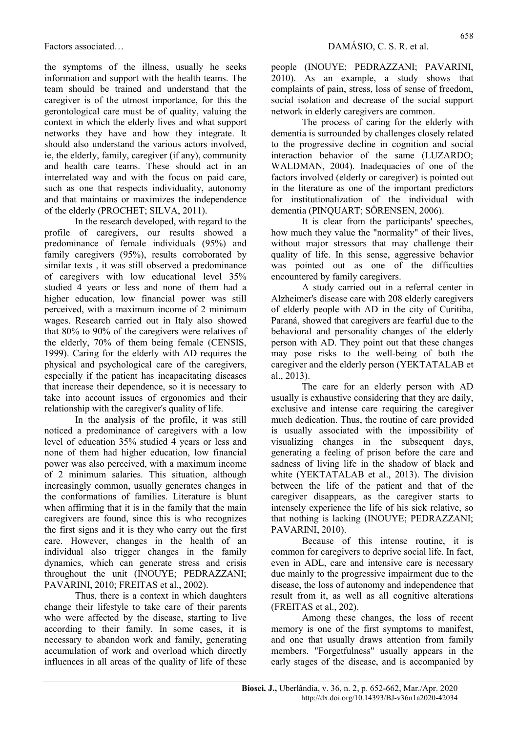the symptoms of the illness, usually he seeks information and support with the health teams. The team should be trained and understand that the caregiver is of the utmost importance, for this the gerontological care must be of quality, valuing the context in which the elderly lives and what support networks they have and how they integrate. It should also understand the various actors involved, ie, the elderly, family, caregiver (if any), community and health care teams. These should act in an interrelated way and with the focus on paid care, such as one that respects individuality, autonomy and that maintains or maximizes the independence of the elderly (PROCHET; SILVA, 2011).

In the research developed, with regard to the profile of caregivers, our results showed a predominance of female individuals (95%) and family caregivers (95%), results corroborated by similar texts , it was still observed a predominance of caregivers with low educational level 35% studied 4 years or less and none of them had a higher education, low financial power was still perceived, with a maximum income of 2 minimum wages. Research carried out in Italy also showed that 80% to 90% of the caregivers were relatives of the elderly, 70% of them being female (CENSIS, 1999). Caring for the elderly with AD requires the physical and psychological care of the caregivers, especially if the patient has incapacitating diseases that increase their dependence, so it is necessary to take into account issues of ergonomics and their relationship with the caregiver's quality of life.

In the analysis of the profile, it was still noticed a predominance of caregivers with a low level of education 35% studied 4 years or less and none of them had higher education, low financial power was also perceived, with a maximum income of 2 minimum salaries. This situation, although increasingly common, usually generates changes in the conformations of families. Literature is blunt when affirming that it is in the family that the main caregivers are found, since this is who recognizes the first signs and it is they who carry out the first care. However, changes in the health of an individual also trigger changes in the family dynamics, which can generate stress and crisis throughout the unit (INOUYE; PEDRAZZANI; PAVARINI, 2010; FREITAS et al., 2002).

Thus, there is a context in which daughters change their lifestyle to take care of their parents who were affected by the disease, starting to live according to their family. In some cases, it is necessary to abandon work and family, generating accumulation of work and overload which directly influences in all areas of the quality of life of these people (INOUYE; PEDRAZZANI; PAVARINI, 2010). As an example, a study shows that complaints of pain, stress, loss of sense of freedom, social isolation and decrease of the social support network in elderly caregivers are common.

The process of caring for the elderly with dementia is surrounded by challenges closely related to the progressive decline in cognition and social interaction behavior of the same (LUZARDO; WALDMAN, 2004). Inadequacies of one of the factors involved (elderly or caregiver) is pointed out in the literature as one of the important predictors for institutionalization of the individual with dementia (PINQUART; SÖRENSEN, 2006).

It is clear from the participants' speeches, how much they value the "normality" of their lives, without major stressors that may challenge their quality of life. In this sense, aggressive behavior was pointed out as one of the difficulties encountered by family caregivers.

A study carried out in a referral center in Alzheimer's disease care with 208 elderly caregivers of elderly people with AD in the city of Curitiba, Paraná, showed that caregivers are fearful due to the behavioral and personality changes of the elderly person with AD. They point out that these changes may pose risks to the well-being of both the caregiver and the elderly person (YEKTATALAB et al., 2013).

The care for an elderly person with AD usually is exhaustive considering that they are daily, exclusive and intense care requiring the caregiver much dedication. Thus, the routine of care provided is usually associated with the impossibility of visualizing changes in the subsequent days, generating a feeling of prison before the care and sadness of living life in the shadow of black and white (YEKTATALAB et al., 2013). The division between the life of the patient and that of the caregiver disappears, as the caregiver starts to intensely experience the life of his sick relative, so that nothing is lacking (INOUYE; PEDRAZZANI; PAVARINI, 2010).

Because of this intense routine, it is common for caregivers to deprive social life. In fact, even in ADL, care and intensive care is necessary due mainly to the progressive impairment due to the disease, the loss of autonomy and independence that result from it, as well as all cognitive alterations (FREITAS et al., 202).

Among these changes, the loss of recent memory is one of the first symptoms to manifest, and one that usually draws attention from family members. "Forgetfulness" usually appears in the early stages of the disease, and is accompanied by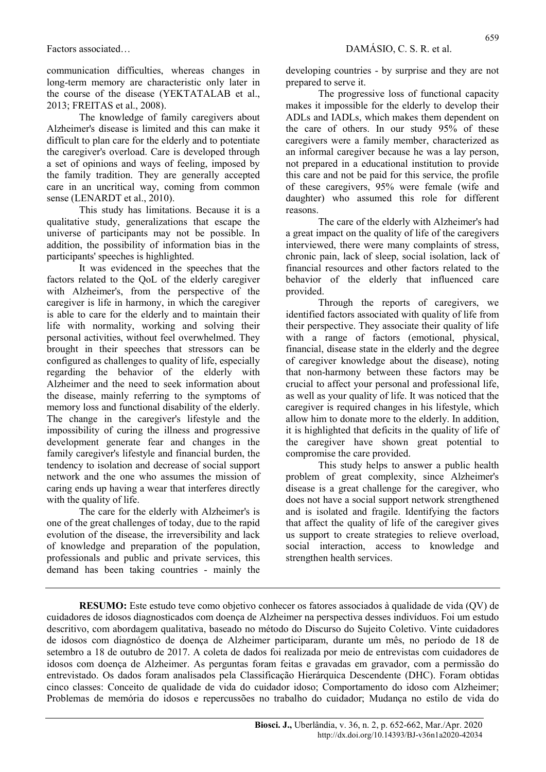communication difficulties, whereas changes in long-term memory are characteristic only later in the course of the disease (YEKTATALAB et al., 2013; FREITAS et al., 2008).

The knowledge of family caregivers about Alzheimer's disease is limited and this can make it difficult to plan care for the elderly and to potentiate the caregiver's overload. Care is developed through a set of opinions and ways of feeling, imposed by the family tradition. They are generally accepted care in an uncritical way, coming from common sense (LENARDT et al., 2010).

This study has limitations. Because it is a qualitative study, generalizations that escape the universe of participants may not be possible. In addition, the possibility of information bias in the participants' speeches is highlighted.

It was evidenced in the speeches that the factors related to the QoL of the elderly caregiver with Alzheimer's, from the perspective of the caregiver is life in harmony, in which the caregiver is able to care for the elderly and to maintain their life with normality, working and solving their personal activities, without feel overwhelmed. They brought in their speeches that stressors can be configured as challenges to quality of life, especially regarding the behavior of the elderly with Alzheimer and the need to seek information about the disease, mainly referring to the symptoms of memory loss and functional disability of the elderly. The change in the caregiver's lifestyle and the impossibility of curing the illness and progressive development generate fear and changes in the family caregiver's lifestyle and financial burden, the tendency to isolation and decrease of social support network and the one who assumes the mission of caring ends up having a wear that interferes directly with the quality of life.

The care for the elderly with Alzheimer's is one of the great challenges of today, due to the rapid evolution of the disease, the irreversibility and lack of knowledge and preparation of the population, professionals and public and private services, this demand has been taking countries - mainly the developing countries - by surprise and they are not prepared to serve it.

The progressive loss of functional capacity makes it impossible for the elderly to develop their ADLs and IADLs, which makes them dependent on the care of others. In our study 95% of these caregivers were a family member, characterized as an informal caregiver because he was a lay person, not prepared in a educational institution to provide this care and not be paid for this service, the profile of these caregivers, 95% were female (wife and daughter) who assumed this role for different reasons.

The care of the elderly with Alzheimer's had a great impact on the quality of life of the caregivers interviewed, there were many complaints of stress, chronic pain, lack of sleep, social isolation, lack of financial resources and other factors related to the behavior of the elderly that influenced care provided.

Through the reports of caregivers, we identified factors associated with quality of life from their perspective. They associate their quality of life with a range of factors (emotional, physical, financial, disease state in the elderly and the degree of caregiver knowledge about the disease), noting that non-harmony between these factors may be crucial to affect your personal and professional life, as well as your quality of life. It was noticed that the caregiver is required changes in his lifestyle, which allow him to donate more to the elderly. In addition, it is highlighted that deficits in the quality of life of the caregiver have shown great potential to compromise the care provided.

This study helps to answer a public health problem of great complexity, since Alzheimer's disease is a great challenge for the caregiver, who does not have a social support network strengthened and is isolated and fragile. Identifying the factors that affect the quality of life of the caregiver gives us support to create strategies to relieve overload, social interaction, access to knowledge and strengthen health services.

---

**RESUMO:** Este estudo teve como objetivo conhecer os fatores associados à qualidade de vida (QV) de cuidadores de idosos diagnosticados com doença de Alzheimer na perspectiva desses indivíduos. Foi um estudo descritivo, com abordagem qualitativa, baseado no método do Discurso do Sujeito Coletivo. Vinte cuidadores de idosos com diagnóstico de doença de Alzheimer participaram, durante um mês, no período de 18 de setembro a 18 de outubro de 2017. A coleta de dados foi realizada por meio de entrevistas com cuidadores de idosos com doença de Alzheimer. As perguntas foram feitas e gravadas em gravador, com a permissão do entrevistado. Os dados foram analisados pela Classificação Hierárquica Descendente (DHC). Foram obtidas cinco classes: Conceito de qualidade de vida do cuidador idoso; Comportamento do idoso com Alzheimer; Problemas de memória do idosos e repercussões no trabalho do cuidador; Mudança no estilo de vida do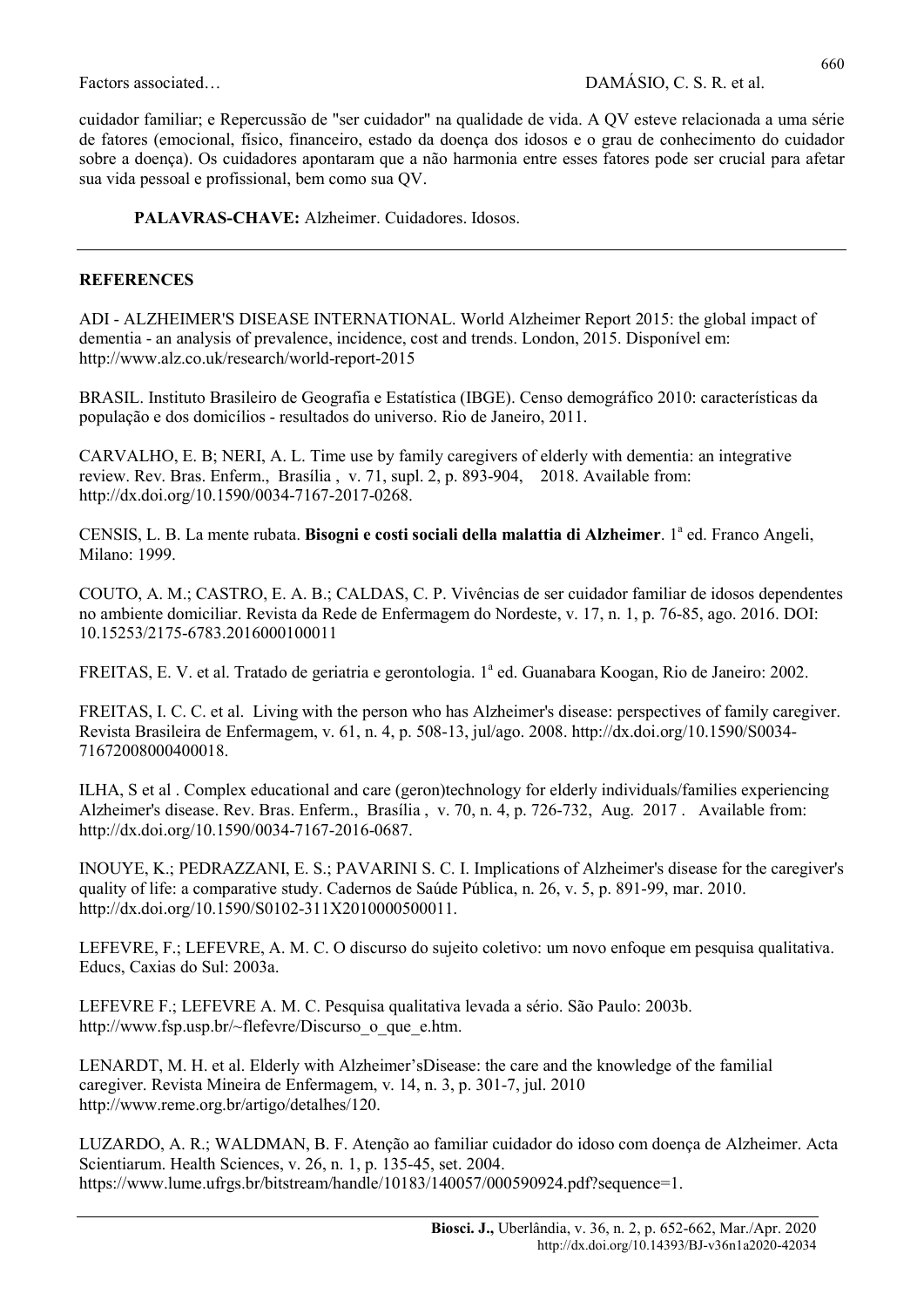cuidador familiar; e Repercussão de "ser cuidador" na qualidade de vida. A QV esteve relacionada a uma série de fatores (emocional, físico, financeiro, estado da doença dos idosos e o grau de conhecimento do cuidador sobre a doença). Os cuidadores apontaram que a não harmonia entre esses fatores pode ser crucial para afetar sua vida pessoal e profissional, bem como sua QV.

**PALAVRAS-CHAVE:** Alzheimer. Cuidadores. Idosos.

## REFERENCES

ADI - ALZHEIMER'S DISEASE INTERNATIONAL. World Alzheimer Report 2015: the global impact of dementia - an analysis of prevalence, incidence, cost and trends. London, 2015. Disponível em: http://www.alz.co.uk/research/world-report-2015

BRASIL. Instituto Brasileiro de Geografia e Estatística (IBGE). Censo demográfico 2010: características da população e dos domicílios - resultados do universo. Rio de Janeiro, 2011.

CARVALHO, E. B; NERI, A. L. Time use by family caregivers of elderly with dementia: an integrative review. Rev. Bras. Enferm., Brasília , v. 71, supl. 2, p. 893-904, 2018. Available from: http://dx.doi.org/10.1590/0034-7167-2017-0268.

CENSIS, L. B. La mente rubata. **Bisogni e costi sociali della malattia di Alzheimer**. 1ª ed. Franco Angeli, Milano: 1999.

COUTO, A. M.; CASTRO, E. A. B.; CALDAS, C. P. Vivências de ser cuidador familiar de idosos dependentes no ambiente domiciliar. Revista da Rede de Enfermagem do Nordeste, v. 17, n. 1, p. 76-85, ago. 2016. DOI: 10.15253/2175-6783.2016000100011

FREITAS, E. V. et al. Tratado de geriatria e gerontologia. 1ª ed. Guanabara Koogan, Rio de Janeiro: 2002.

FREITAS, I. C. C. et al. Living with the person who has Alzheimer's disease: perspectives of family caregiver. Revista Brasileira de Enfermagem, v. 61, n. 4, p. 508-13, jul/ago. 2008. http://dx.doi.org/10.1590/S0034-71672008000400018.

ILHA, S et al . Complex educational and care (geron)technology for elderly individuals/families experiencing Alzheimer's disease. Rev. Bras. Enferm., Brasília , v. 70, n. 4, p. 726-732, Aug. 2017 . Available from: http://dx.doi.org/10.1590/0034-7167-2016-0687.

INOUYE, K.; PEDRAZZANI, E. S.; PAVARINI S. C. I. Implications of Alzheimer's disease for the caregiver's quality of life: a comparative study. Cadernos de Saúde Pública, n. 26, v. 5, p. 891-99, mar. 2010. http://dx.doi.org/10.1590/S0102-311X2010000500011.

LEFEVRE, F.; LEFEVRE, A. M. C. O discurso do sujeito coletivo: um novo enfoque em pesquisa qualitativa. Educs, Caxias do Sul: 2003a.

LEFEVRE F.; LEFEVRE A. M. C. Pesquisa qualitativa levada a sério. São Paulo: 2003b. http://www.fsp.usp.br/~flefevre/Discurso_o_que_e.htm.

LENARDT, M. H. et al. Elderly with Alzheimer'sDisease: the care and the knowledge of the familial caregiver. Revista Mineira de Enfermagem, v. 14, n. 3, p. 301-7, jul. 2010 http://www.reme.org.br/artigo/detalhes/120.

LUZARDO, A. R.; WALDMAN, B. F. Atenção ao familiar cuidador do idoso com doença de Alzheimer. Acta Scientiarum. Health Sciences, v. 26, n. 1, p. 135-45, set. 2004. https://www.lume.ufrgs.br/bitstream/handle/10183/140057/000590924.pdf?sequence=1.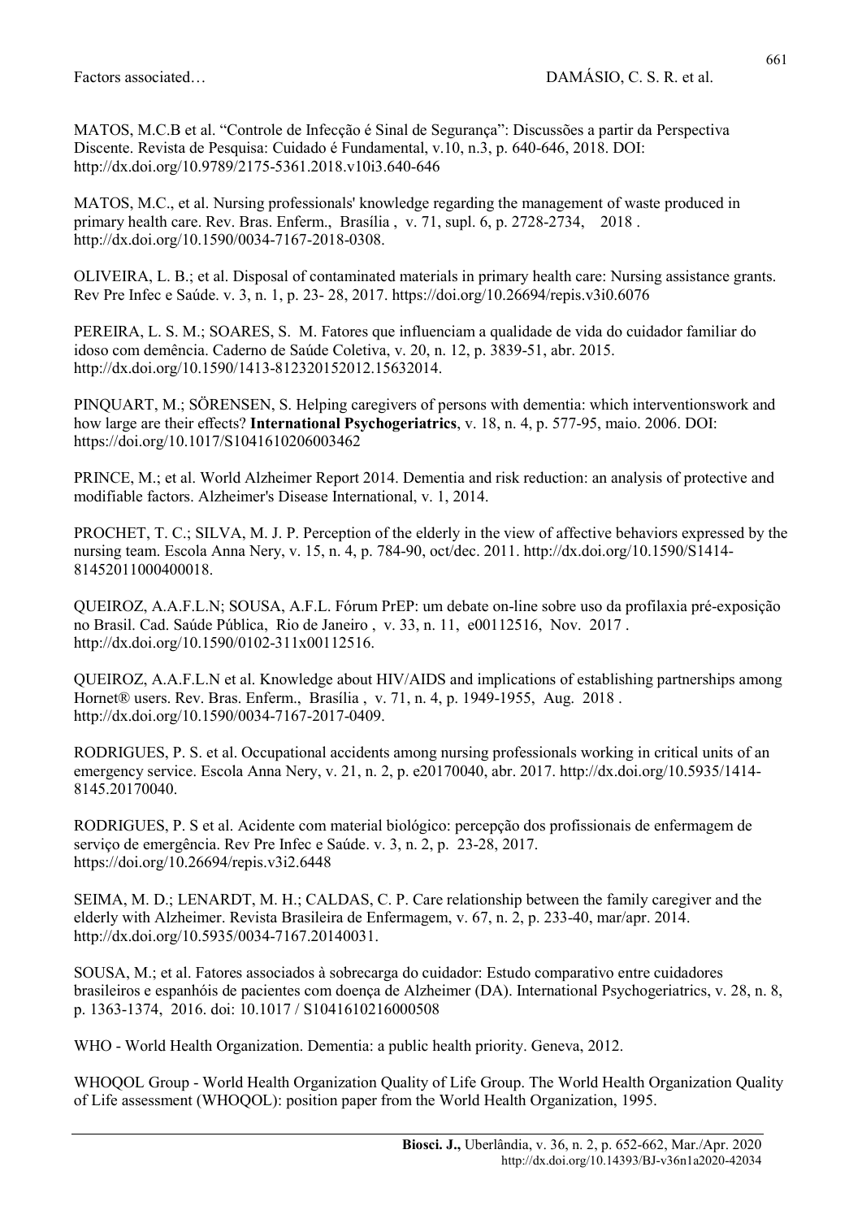MATOS, M.C.B et al. "Controle de Infecção é Sinal de Segurança": Discussões a partir da Perspectiva Discente. Revista de Pesquisa: Cuidado é Fundamental, v.10, n.3, p. 640-646, 2018. DOI: http://dx.doi.org/10.9789/2175-5361.2018.v10i3.640-646

MATOS, M.C., et al. Nursing professionals' knowledge regarding the management of waste produced in primary health care. Rev. Bras. Enferm., Brasília , v. 71, supl. 6, p. 2728-2734, 2018 . http://dx.doi.org/10.1590/0034-7167-2018-0308.

OLIVEIRA, L. B.; et al. Disposal of contaminated materials in primary health care: Nursing assistance grants. Rev Pre Infec e Saúde. v. 3, n. 1, p. 23- 28, 2017. https://doi.org/10.26694/repis.v3i0.6076

PEREIRA, L. S. M.; SOARES, S. M. Fatores que influenciam a qualidade de vida do cuidador familiar do idoso com demência. Caderno de Saúde Coletiva, v. 20, n. 12, p. 3839-51, abr. 2015. http://dx.doi.org/10.1590/1413-812320152012.15632014.

PINQUART, M.; SÖRENSEN, S. Helping caregivers of persons with dementia: which interventionswork and how large are their effects? **International Psychogeriatrics**, v. 18, n. 4, p. 577-95, maio. 2006. DOI: https://doi.org/10.1017/S1041610206003462

PRINCE, M.; et al. World Alzheimer Report 2014. Dementia and risk reduction: an analysis of protective and modifiable factors. Alzheimer's Disease International, v. 1, 2014.

PROCHET, T. C.; SILVA, M. J. P. Perception of the elderly in the view of affective behaviors expressed by the nursing team. Escola Anna Nery, v. 15, n. 4, p. 784-90, oct/dec. 2011. http://dx.doi.org/10.1590/S1414-81452011000400018.

QUEIROZ, A.A.F.L.N; SOUSA, A.F.L. Fórum PrEP: um debate on-line sobre uso da profilaxia pré-exposição no Brasil. Cad. Saúde Pública, Rio de Janeiro , v. 33, n. 11, e00112516, Nov. 2017 . http://dx.doi.org/10.1590/0102-311x00112516.

QUEIROZ, A.A.F.L.N et al. Knowledge about HIV/AIDS and implications of establishing partnerships among Hornet® users. Rev. Bras. Enferm., Brasília , v. 71, n. 4, p. 1949-1955, Aug. 2018 . http://dx.doi.org/10.1590/0034-7167-2017-0409.

RODRIGUES, P. S. et al. Occupational accidents among nursing professionals working in critical units of an emergency service. Escola Anna Nery, v. 21, n. 2, p. e20170040, abr. 2017. http://dx.doi.org/10.5935/1414-8145.20170040.

RODRIGUES, P. S et al. Acidente com material biológico: percepção dos profissionais de enfermagem de serviço de emergência. Rev Pre Infec e Saúde. v. 3, n. 2, p. 23-28, 2017. https://doi.org/10.26694/repis.v3i2.6448

SEIMA, M. D.; LENARDT, M. H.; CALDAS, C. P. Care relationship between the family caregiver and the elderly with Alzheimer. Revista Brasileira de Enfermagem, v. 67, n. 2, p. 233-40, mar/apr. 2014. http://dx.doi.org/10.5935/0034-7167.20140031.

SOUSA, M.; et al. Fatores associados à sobrecarga do cuidador: Estudo comparativo entre cuidadores brasileiros e espanhóis de pacientes com doença de Alzheimer (DA). International Psychogeriatrics, v. 28, n. 8, p. 1363-1374, 2016. doi: 10.1017 / S1041610216000508

WHO - World Health Organization. Dementia: a public health priority. Geneva, 2012.

WHOQOL Group - World Health Organization Quality of Life Group. The World Health Organization Quality of Life assessment (WHOQOL): position paper from the World Health Organization, 1995.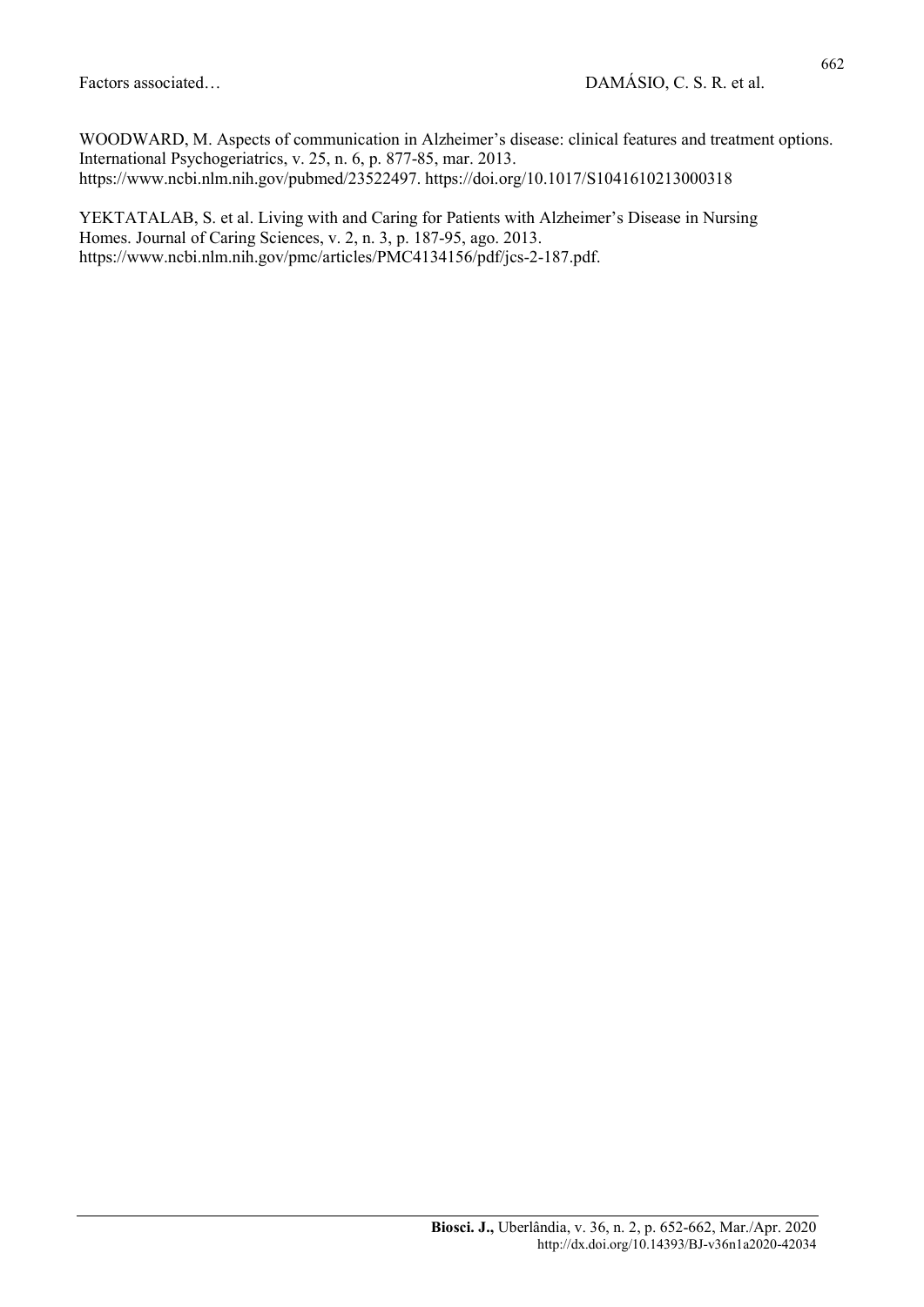WOODWARD, M. Aspects of communication in Alzheimer's disease: clinical features and treatment options. International Psychogeriatrics, v. 25, n. 6, p. 877-85, mar. 2013. https://www.ncbi.nlm.nih.gov/pubmed/23522497. https://doi.org/10.1017/S1041610213000318

YEKTATALAB, S. et al. Living with and Caring for Patients with Alzheimer's Disease in Nursing Homes. Journal of Caring Sciences, v. 2, n. 3, p. 187-95, ago. 2013. https://www.ncbi.nlm.nih.gov/pmc/articles/PMC4134156/pdf/jcs-2-187.pdf.